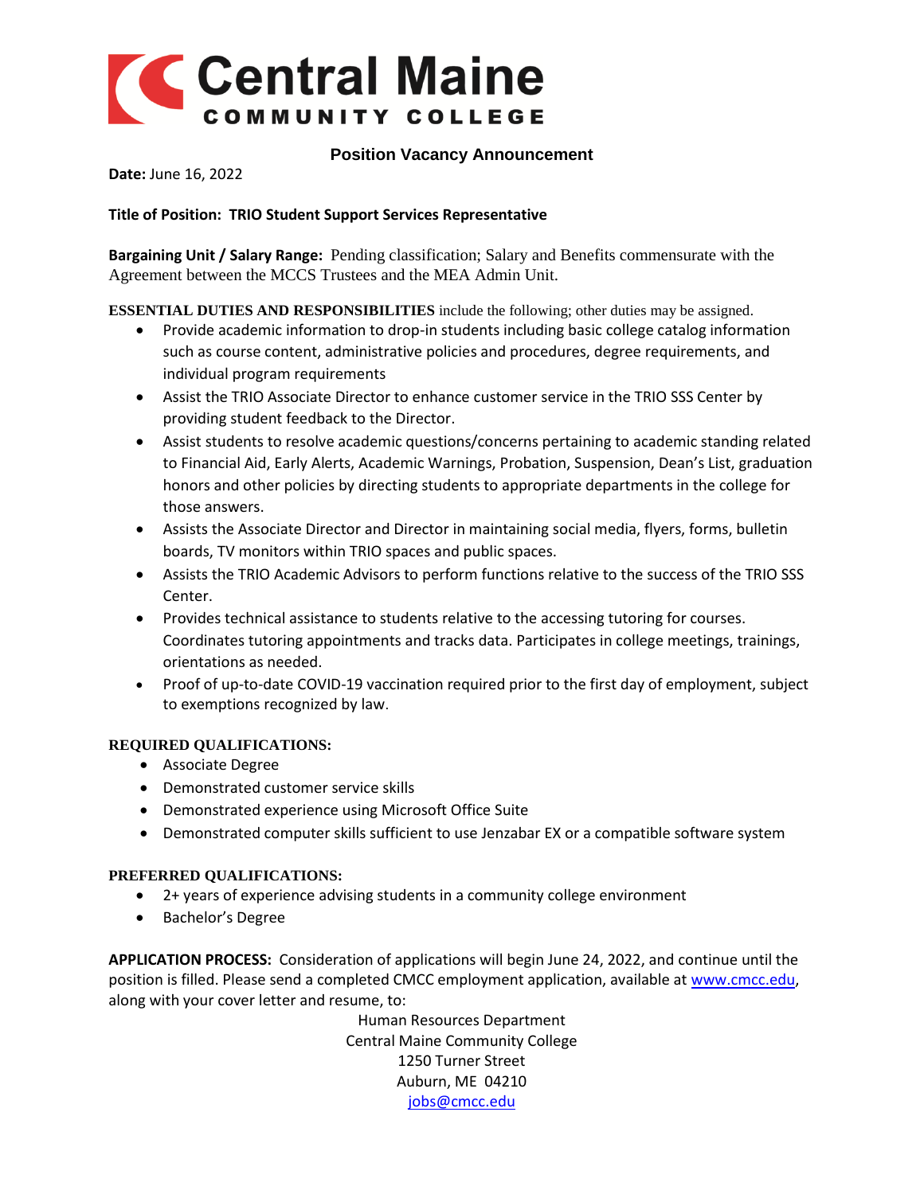# Central Maine COMMUNITY COLLEGE

## Position Vacancy Announcement

**Date:** June 16, 2022

**Title of Position: TRIO Student Support Services Representative**

**Bargaining Unit / Salary Range:** Pending classification; Salary and Benefits commensurate with the Agreement between the MCCS Trustees and the MEA Admin Unit.

**ESSENTIAL DUTIES AND RESPONSIBILITIES** include the following; other duties may be assigned.

- Provide academic information to drop-in students including basic college catalog information such as course content, administrative policies and procedures, degree requirements, and individual program requirements
- Assist the TRIO Associate Director to enhance customer service in the TRIO SSS Center by providing student feedback to the Director.
- Assist students to resolve academic questions/concerns pertaining to academic standing related to Financial Aid, Early Alerts, Academic Warnings, Probation, Suspension, Dean's List, graduation honors and other policies by directing students to appropriate departments in the college for those answers.
- Assists the Associate Director and Director in maintaining social media, flyers, forms, bulletin boards, TV monitors within TRIO spaces and public spaces.
- Assists the TRIO Academic Advisors to perform functions relative to the success of the TRIO SSS Center.
- Provides technical assistance to students relative to the accessing tutoring for courses. Coordinates tutoring appointments and tracks data. Participates in college meetings, trainings, orientations as needed.
- Proof of up-to-date COVID-19 vaccination required prior to the first day of employment, subject to exemptions recognized by law.

**REQUIRED QUALIFICATIONS:**

- Associate Degree
- Demonstrated customer service skills
- Demonstrated experience using Microsoft Office Suite
- Demonstrated computer skills sufficient to use Jenzabar EX or a compatible software system

**PREFERRED QUALIFICATIONS:**

- 2+ years of experience advising students in a community college environment
- Bachelor's Degree

**APPLICATION PROCESS:** Consideration of applications will begin June 24, 2022, and continue until the position is filled. Please send a completed CMCC employment application, available at www.cmcc.edu, along with your cover letter and resume, to:

Human Resources Department
Central Maine Community College
1250 Turner Street
Auburn, ME 04210
jobs@cmcc.edu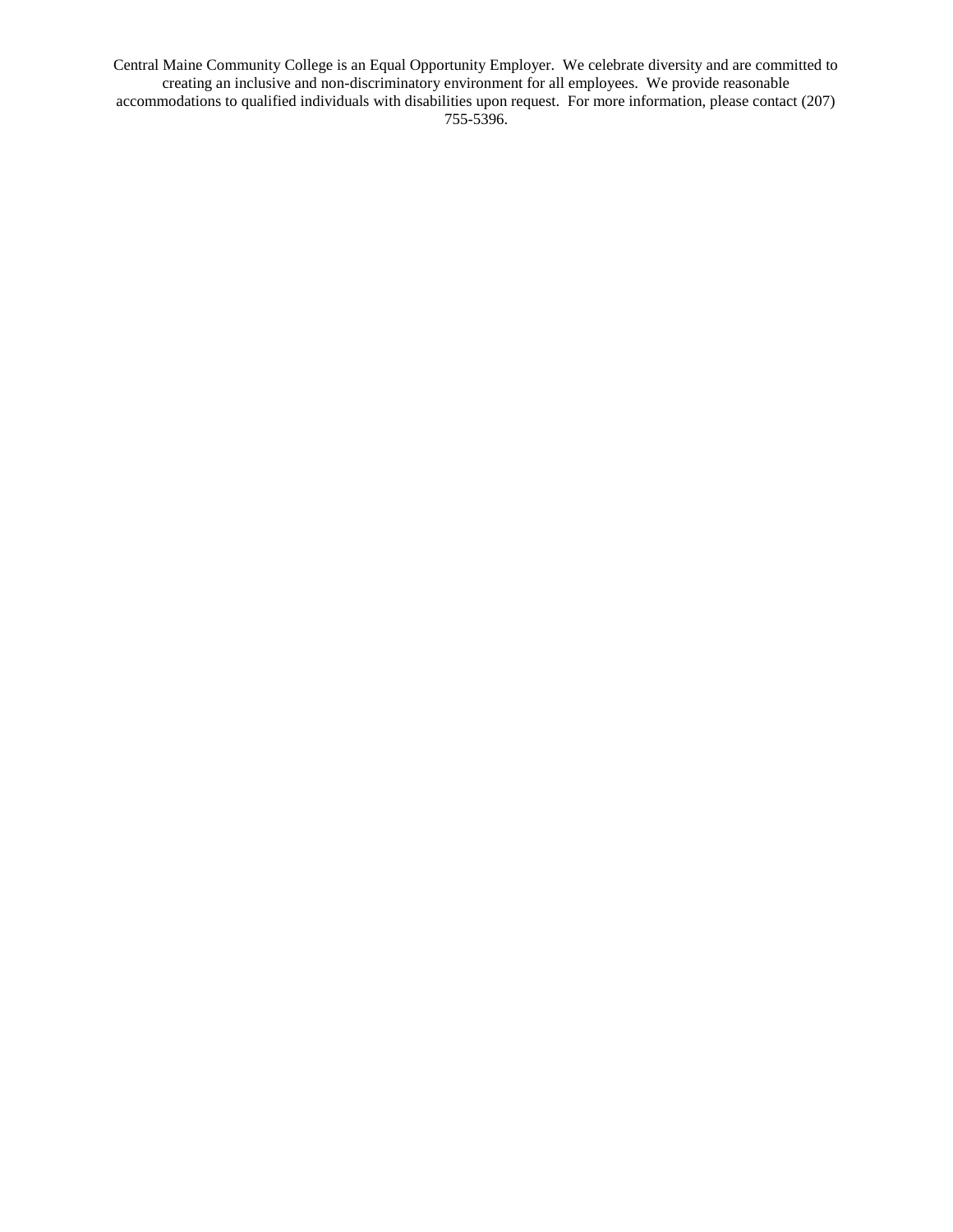Central Maine Community College is an Equal Opportunity Employer. We celebrate diversity and are committed to creating an inclusive and non-discriminatory environment for all employees. We provide reasonable accommodations to qualified individuals with disabilities upon request. For more information, please contact (207) 755-5396.